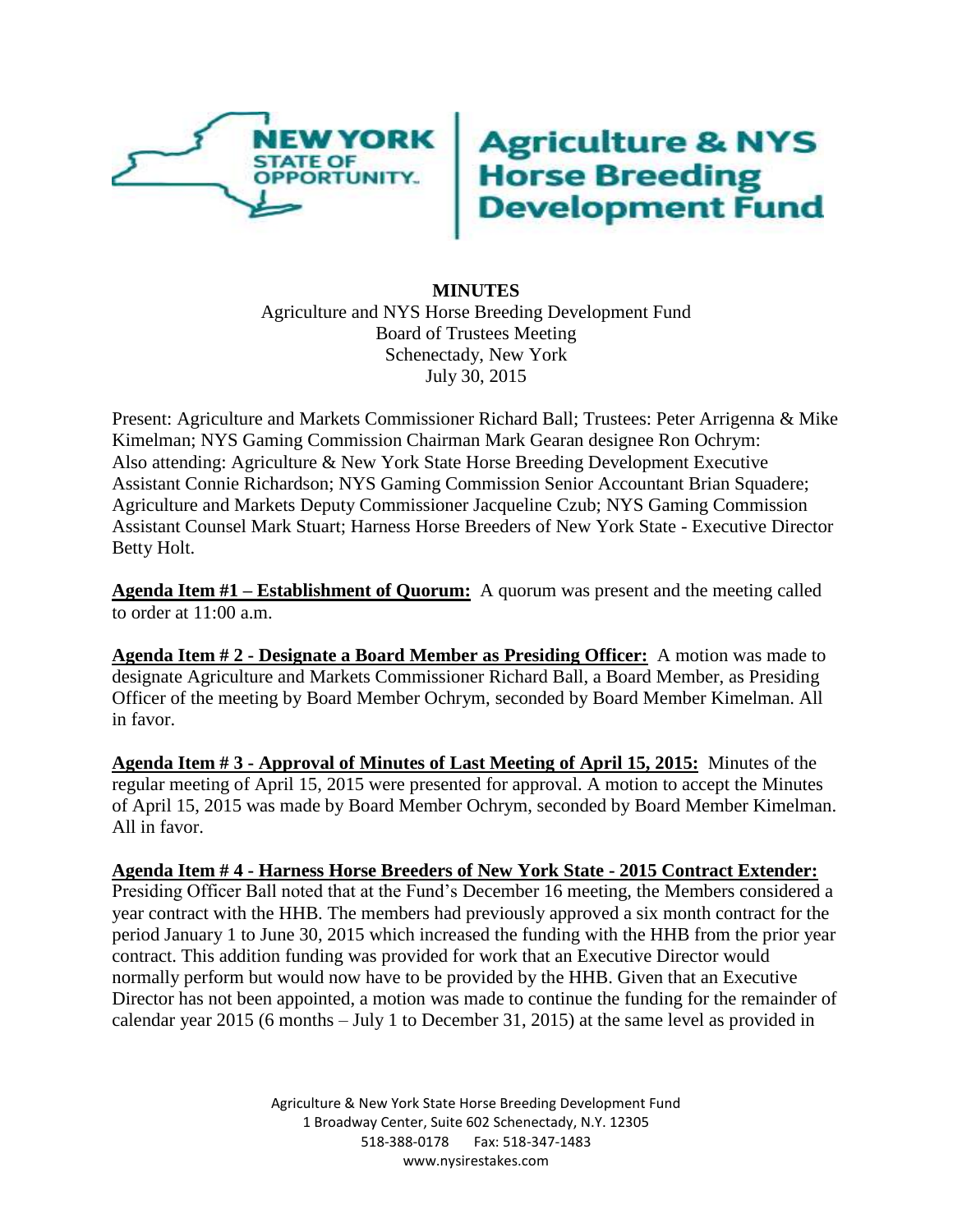# Agriculture & NYS Horse Breeding Development Fund

**MINUTES**

Agriculture and NYS Horse Breeding Development Fund
Board of Trustees Meeting
Schenectady, New York
July 30, 2015

Present: Agriculture and Markets Commissioner Richard Ball; Trustees: Peter Arrigenna & Mike Kimelman; NYS Gaming Commission Chairman Mark Gearan designee Ron Ochrym: Also attending: Agriculture & New York State Horse Breeding Development Executive Assistant Connie Richardson; NYS Gaming Commission Senior Accountant Brian Squadere; Agriculture and Markets Deputy Commissioner Jacqueline Czub; NYS Gaming Commission Assistant Counsel Mark Stuart; Harness Horse Breeders of New York State - Executive Director Betty Holt.

**Agenda Item #1 – Establishment of Quorum:** A quorum was present and the meeting called to order at 11:00 a.m.

**Agenda Item # 2 - Designate a Board Member as Presiding Officer:** A motion was made to designate Agriculture and Markets Commissioner Richard Ball, a Board Member, as Presiding Officer of the meeting by Board Member Ochrym, seconded by Board Member Kimelman. All in favor.

**Agenda Item # 3 - Approval of Minutes of Last Meeting of April 15, 2015:** Minutes of the regular meeting of April 15, 2015 were presented for approval. A motion to accept the Minutes of April 15, 2015 was made by Board Member Ochrym, seconded by Board Member Kimelman. All in favor.

**Agenda Item # 4 - Harness Horse Breeders of New York State - 2015 Contract Extender:** Presiding Officer Ball noted that at the Fund's December 16 meeting, the Members considered a year contract with the HHB. The members had previously approved a six month contract for the period January 1 to June 30, 2015 which increased the funding with the HHB from the prior year contract. This addition funding was provided for work that an Executive Director would normally perform but would now have to be provided by the HHB. Given that an Executive Director has not been appointed, a motion was made to continue the funding for the remainder of calendar year 2015 (6 months – July 1 to December 31, 2015) at the same level as provided in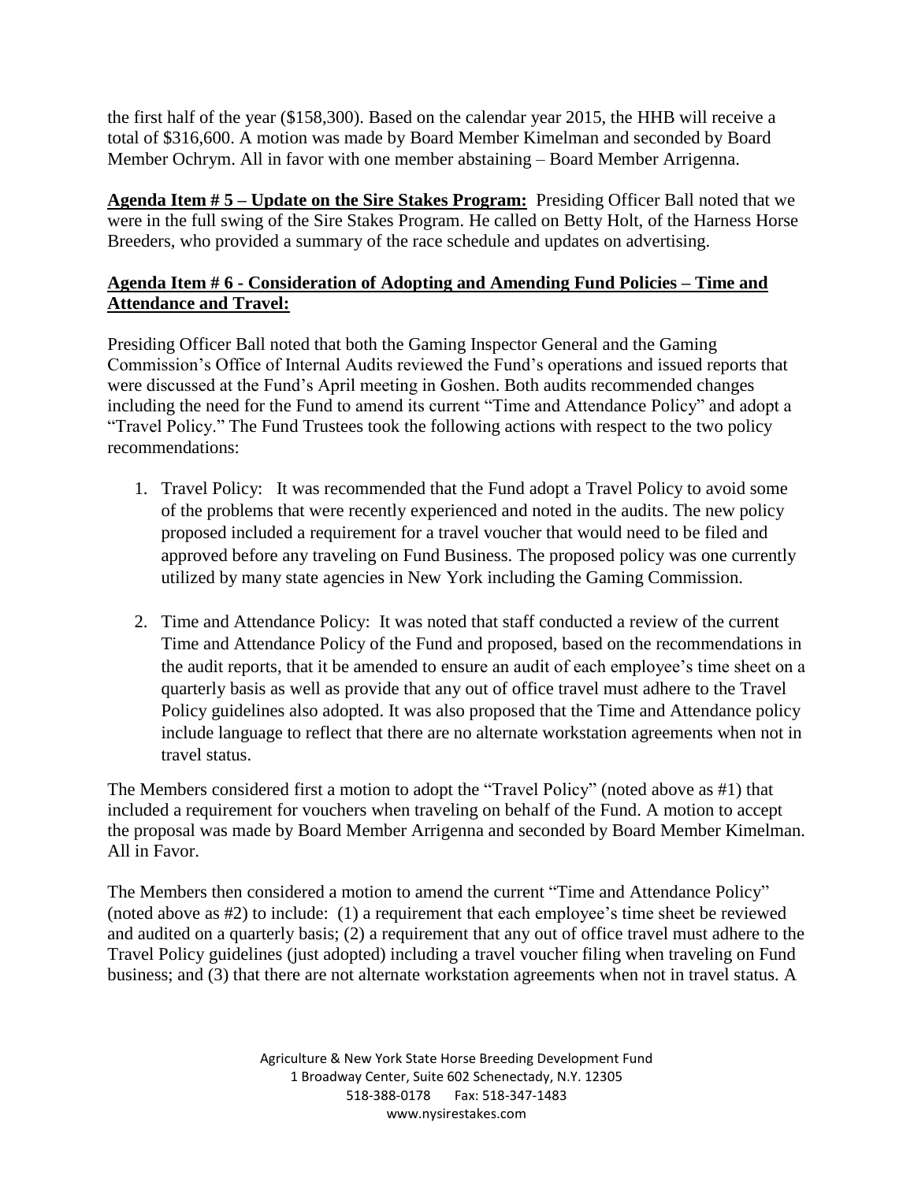the first half of the year ($158,300). Based on the calendar year 2015, the HHB will receive a total of $316,600. A motion was made by Board Member Kimelman and seconded by Board Member Ochrym. All in favor with one member abstaining – Board Member Arrigenna.

**Agenda Item # 5 – Update on the Sire Stakes Program:** Presiding Officer Ball noted that we were in the full swing of the Sire Stakes Program. He called on Betty Holt, of the Harness Horse Breeders, who provided a summary of the race schedule and updates on advertising.

**Agenda Item # 6 - Consideration of Adopting and Amending Fund Policies – Time and Attendance and Travel:**

Presiding Officer Ball noted that both the Gaming Inspector General and the Gaming Commission's Office of Internal Audits reviewed the Fund's operations and issued reports that were discussed at the Fund's April meeting in Goshen. Both audits recommended changes including the need for the Fund to amend its current "Time and Attendance Policy" and adopt a "Travel Policy." The Fund Trustees took the following actions with respect to the two policy recommendations:

1. Travel Policy: It was recommended that the Fund adopt a Travel Policy to avoid some of the problems that were recently experienced and noted in the audits. The new policy proposed included a requirement for a travel voucher that would need to be filed and approved before any traveling on Fund Business. The proposed policy was one currently utilized by many state agencies in New York including the Gaming Commission.

2. Time and Attendance Policy: It was noted that staff conducted a review of the current Time and Attendance Policy of the Fund and proposed, based on the recommendations in the audit reports, that it be amended to ensure an audit of each employee's time sheet on a quarterly basis as well as provide that any out of office travel must adhere to the Travel Policy guidelines also adopted. It was also proposed that the Time and Attendance policy include language to reflect that there are no alternate workstation agreements when not in travel status.

The Members considered first a motion to adopt the "Travel Policy" (noted above as #1) that included a requirement for vouchers when traveling on behalf of the Fund. A motion to accept the proposal was made by Board Member Arrigenna and seconded by Board Member Kimelman. All in Favor.

The Members then considered a motion to amend the current "Time and Attendance Policy" (noted above as #2) to include: (1) a requirement that each employee's time sheet be reviewed and audited on a quarterly basis; (2) a requirement that any out of office travel must adhere to the Travel Policy guidelines (just adopted) including a travel voucher filing when traveling on Fund business; and (3) that there are not alternate workstation agreements when not in travel status. A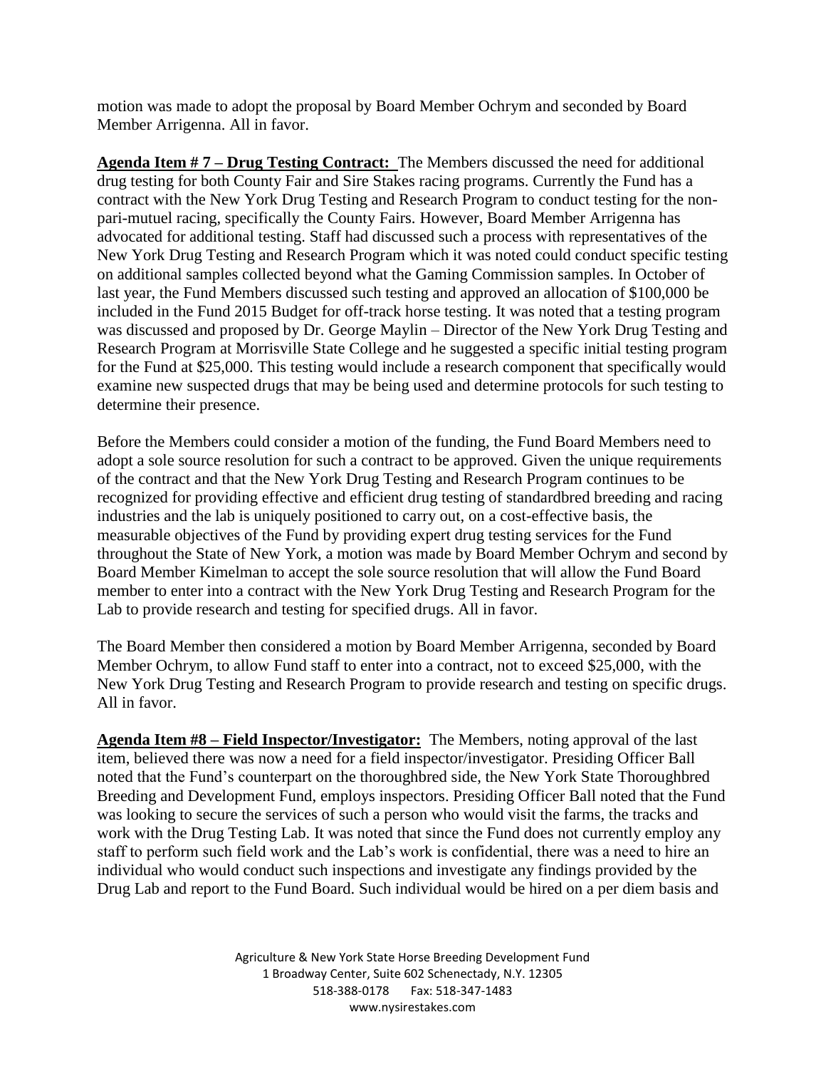motion was made to adopt the proposal by Board Member Ochrym and seconded by Board Member Arrigenna. All in favor.

**Agenda Item # 7 – Drug Testing Contract:** The Members discussed the need for additional drug testing for both County Fair and Sire Stakes racing programs. Currently the Fund has a contract with the New York Drug Testing and Research Program to conduct testing for the non-pari-mutuel racing, specifically the County Fairs. However, Board Member Arrigenna has advocated for additional testing. Staff had discussed such a process with representatives of the New York Drug Testing and Research Program which it was noted could conduct specific testing on additional samples collected beyond what the Gaming Commission samples. In October of last year, the Fund Members discussed such testing and approved an allocation of $100,000 be included in the Fund 2015 Budget for off-track horse testing. It was noted that a testing program was discussed and proposed by Dr. George Maylin – Director of the New York Drug Testing and Research Program at Morrisville State College and he suggested a specific initial testing program for the Fund at $25,000. This testing would include a research component that specifically would examine new suspected drugs that may be being used and determine protocols for such testing to determine their presence.

Before the Members could consider a motion of the funding, the Fund Board Members need to adopt a sole source resolution for such a contract to be approved. Given the unique requirements of the contract and that the New York Drug Testing and Research Program continues to be recognized for providing effective and efficient drug testing of standardbred breeding and racing industries and the lab is uniquely positioned to carry out, on a cost-effective basis, the measurable objectives of the Fund by providing expert drug testing services for the Fund throughout the State of New York, a motion was made by Board Member Ochrym and second by Board Member Kimelman to accept the sole source resolution that will allow the Fund Board member to enter into a contract with the New York Drug Testing and Research Program for the Lab to provide research and testing for specified drugs. All in favor.

The Board Member then considered a motion by Board Member Arrigenna, seconded by Board Member Ochrym, to allow Fund staff to enter into a contract, not to exceed $25,000, with the New York Drug Testing and Research Program to provide research and testing on specific drugs. All in favor.

**Agenda Item #8 – Field Inspector/Investigator:** The Members, noting approval of the last item, believed there was now a need for a field inspector/investigator. Presiding Officer Ball noted that the Fund's counterpart on the thoroughbred side, the New York State Thoroughbred Breeding and Development Fund, employs inspectors. Presiding Officer Ball noted that the Fund was looking to secure the services of such a person who would visit the farms, the tracks and work with the Drug Testing Lab. It was noted that since the Fund does not currently employ any staff to perform such field work and the Lab's work is confidential, there was a need to hire an individual who would conduct such inspections and investigate any findings provided by the Drug Lab and report to the Fund Board. Such individual would be hired on a per diem basis and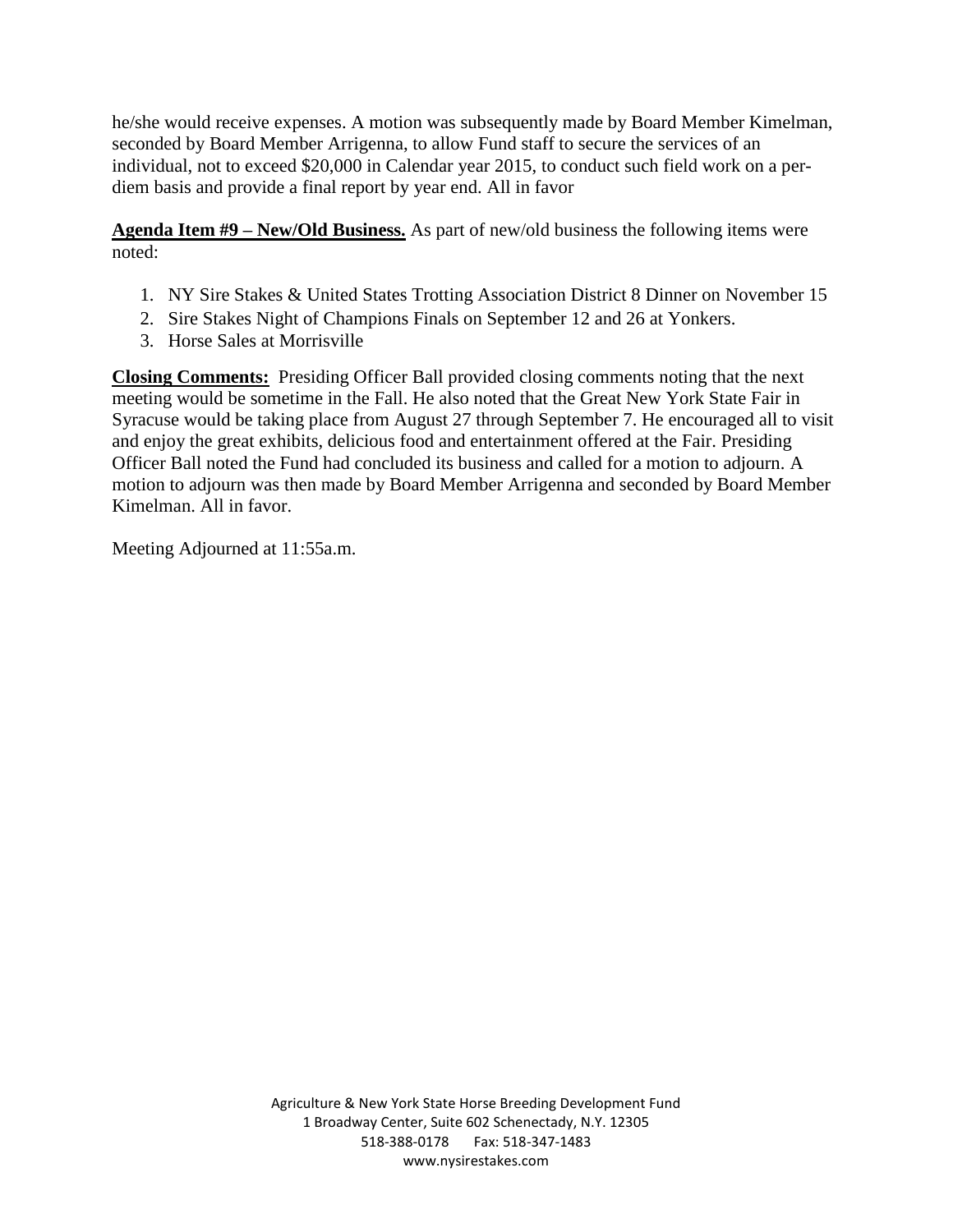he/she would receive expenses. A motion was subsequently made by Board Member Kimelman, seconded by Board Member Arrigenna, to allow Fund staff to secure the services of an individual, not to exceed $20,000 in Calendar year 2015, to conduct such field work on a per-diem basis and provide a final report by year end. All in favor

**Agenda Item #9 – New/Old Business.** As part of new/old business the following items were noted:

1. NY Sire Stakes & United States Trotting Association District 8 Dinner on November 15
2. Sire Stakes Night of Champions Finals on September 12 and 26 at Yonkers.
3. Horse Sales at Morrisville

**Closing Comments:** Presiding Officer Ball provided closing comments noting that the next meeting would be sometime in the Fall. He also noted that the Great New York State Fair in Syracuse would be taking place from August 27 through September 7. He encouraged all to visit and enjoy the great exhibits, delicious food and entertainment offered at the Fair. Presiding Officer Ball noted the Fund had concluded its business and called for a motion to adjourn. A motion to adjourn was then made by Board Member Arrigenna and seconded by Board Member Kimelman. All in favor.

Meeting Adjourned at 11:55a.m.